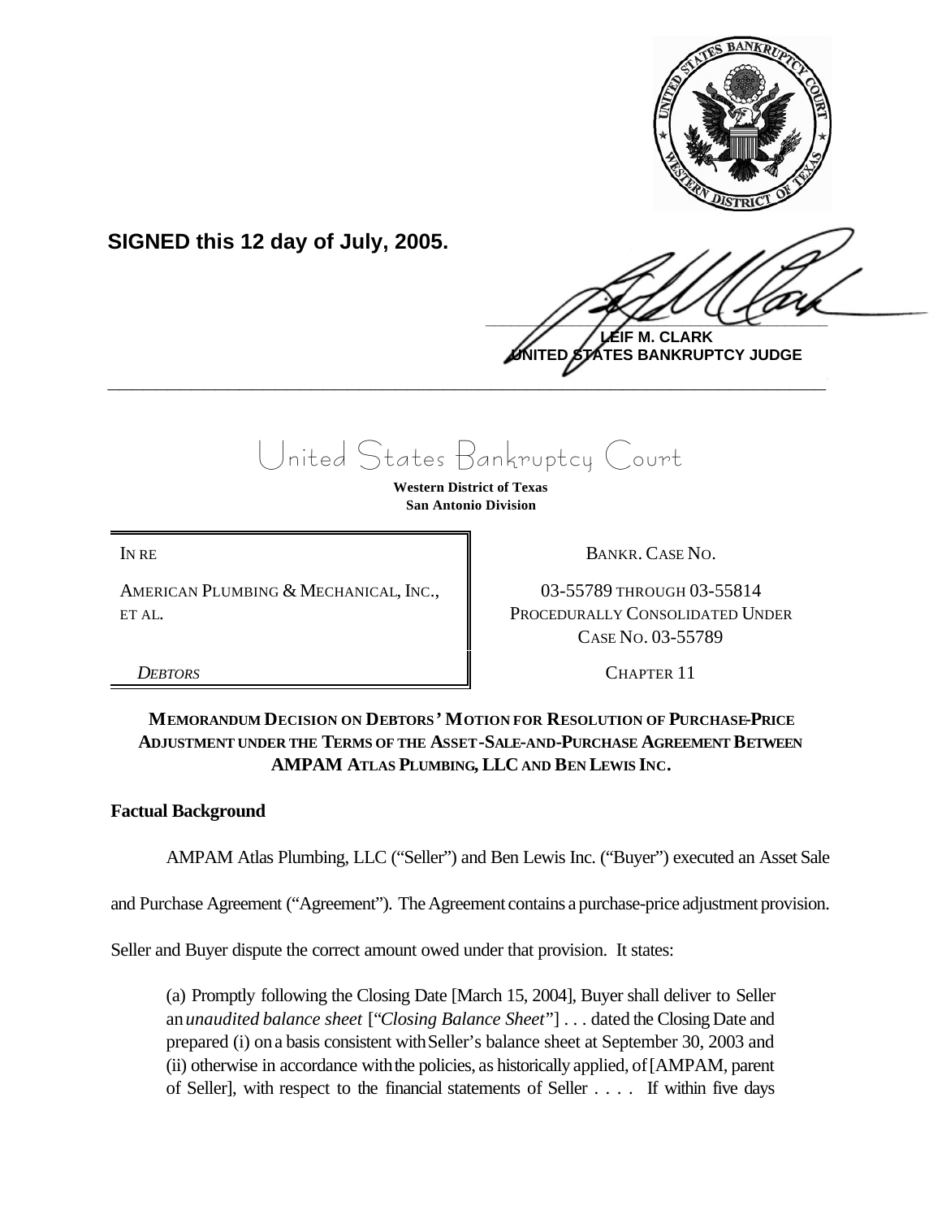**SIGNED this 12 day of July, 2005.**

**LEIF M. CLARK**
**UNITED STATES BANKRUPTCY JUDGE**

# United States Bankruptcy Court

**Western District of Texas**
**San Antonio Division**

| | |
|---|---|
| IN RE | BANKR. CASE NO. |
| AMERICAN PLUMBING & MECHANICAL, INC., ET AL. | 03-55789 THROUGH 03-55814 PROCEDURALLY CONSOLIDATED UNDER CASE NO. 03-55789 |
| *DEBTORS* | CHAPTER 11 |

**MEMORANDUM DECISION ON DEBTORS' MOTION FOR RESOLUTION OF PURCHASE-PRICE ADJUSTMENT UNDER THE TERMS OF THE ASSET-SALE-AND-PURCHASE AGREEMENT BETWEEN AMPAM ATLAS PLUMBING, LLC AND BEN LEWIS INC.**

**Factual Background**

AMPAM Atlas Plumbing, LLC ("Seller") and Ben Lewis Inc. ("Buyer") executed an Asset Sale and Purchase Agreement ("Agreement"). The Agreement contains a purchase-price adjustment provision. Seller and Buyer dispute the correct amount owed under that provision. It states:

> (a) Promptly following the Closing Date [March 15, 2004], Buyer shall deliver to Seller an *unaudited balance sheet* ["*Closing Balance Sheet*"] . . . dated the Closing Date and prepared (i) on a basis consistent with Seller's balance sheet at September 30, 2003 and (ii) otherwise in accordance with the policies, as historically applied, of [AMPAM, parent of Seller], with respect to the financial statements of Seller . . . . If within five days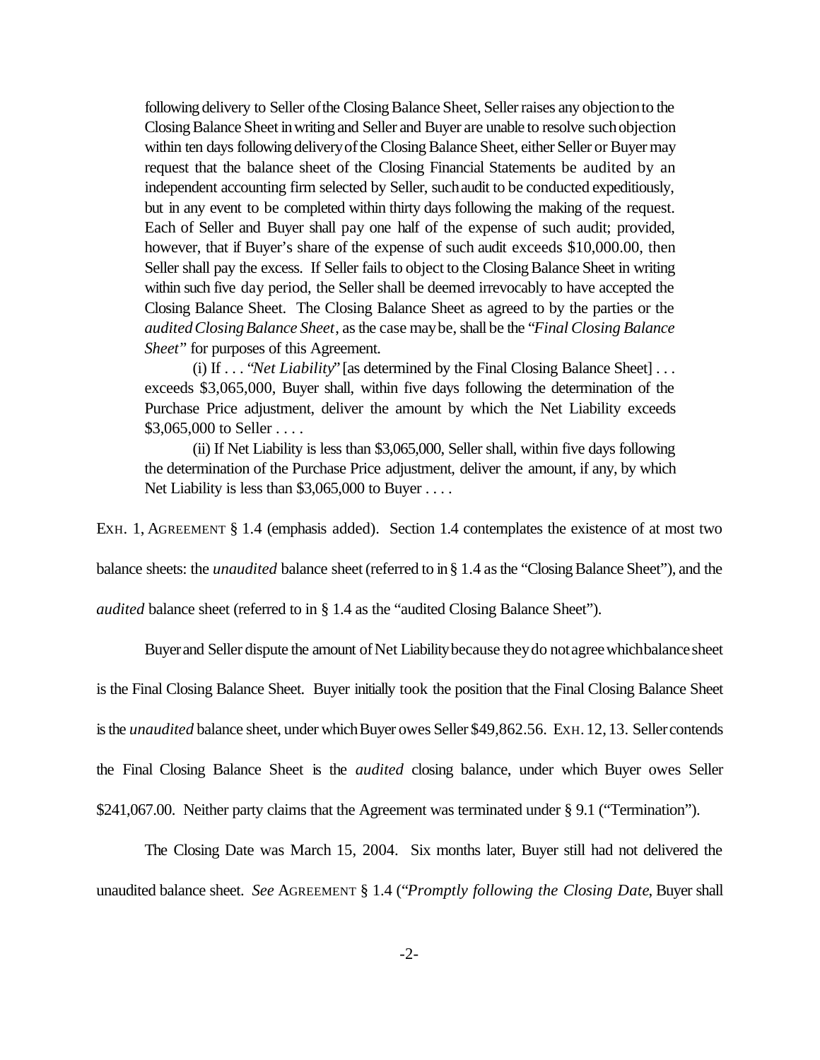> following delivery to Seller of the Closing Balance Sheet, Seller raises any objection to the Closing Balance Sheet in writing and Seller and Buyer are unable to resolve such objection within ten days following delivery of the Closing Balance Sheet, either Seller or Buyer may request that the balance sheet of the Closing Financial Statements be audited by an independent accounting firm selected by Seller, such audit to be conducted expeditiously, but in any event to be completed within thirty days following the making of the request. Each of Seller and Buyer shall pay one half of the expense of such audit; provided, however, that if Buyer's share of the expense of such audit exceeds $10,000.00, then Seller shall pay the excess. If Seller fails to object to the Closing Balance Sheet in writing within such five day period, the Seller shall be deemed irrevocably to have accepted the Closing Balance Sheet. The Closing Balance Sheet as agreed to by the parties or the *audited Closing Balance Sheet*, as the case may be, shall be the "*Final Closing Balance Sheet*" for purposes of this Agreement.
>
> (i) If . . . "*Net Liability*" [as determined by the Final Closing Balance Sheet] . . . exceeds $3,065,000, Buyer shall, within five days following the determination of the Purchase Price adjustment, deliver the amount by which the Net Liability exceeds $3,065,000 to Seller . . . .
>
> (ii) If Net Liability is less than $3,065,000, Seller shall, within five days following the determination of the Purchase Price adjustment, deliver the amount, if any, by which Net Liability is less than $3,065,000 to Buyer . . . .

EXH. 1, AGREEMENT § 1.4 (emphasis added). Section 1.4 contemplates the existence of at most two balance sheets: the *unaudited* balance sheet (referred to in § 1.4 as the "Closing Balance Sheet"), and the *audited* balance sheet (referred to in § 1.4 as the "audited Closing Balance Sheet").

Buyer and Seller dispute the amount of Net Liability because they do not agree which balance sheet is the Final Closing Balance Sheet. Buyer initially took the position that the Final Closing Balance Sheet is the *unaudited* balance sheet, under which Buyer owes Seller $49,862.56. EXH. 12, 13. Seller contends the Final Closing Balance Sheet is the *audited* closing balance, under which Buyer owes Seller $241,067.00. Neither party claims that the Agreement was terminated under § 9.1 ("Termination").

The Closing Date was March 15, 2004. Six months later, Buyer still had not delivered the unaudited balance sheet. *See* AGREEMENT § 1.4 ("*Promptly following the Closing Date*, Buyer shall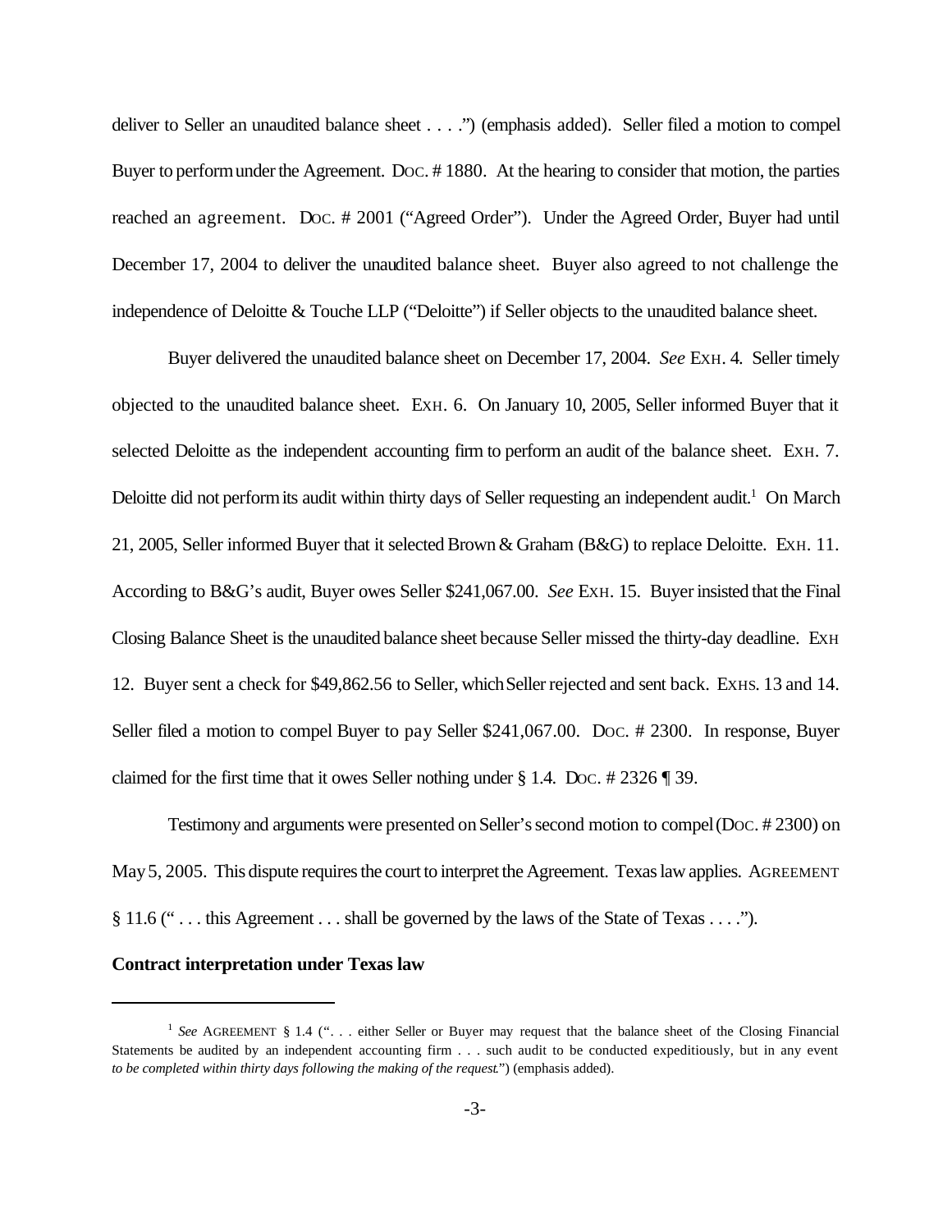deliver to Seller an unaudited balance sheet . . . .") (emphasis added). Seller filed a motion to compel Buyer to perform under the Agreement. DOC. # 1880. At the hearing to consider that motion, the parties reached an agreement. DOC. # 2001 ("Agreed Order"). Under the Agreed Order, Buyer had until December 17, 2004 to deliver the unaudited balance sheet. Buyer also agreed to not challenge the independence of Deloitte & Touche LLP ("Deloitte") if Seller objects to the unaudited balance sheet.

Buyer delivered the unaudited balance sheet on December 17, 2004. *See* EXH. 4. Seller timely objected to the unaudited balance sheet. EXH. 6. On January 10, 2005, Seller informed Buyer that it selected Deloitte as the independent accounting firm to perform an audit of the balance sheet. EXH. 7. Deloitte did not perform its audit within thirty days of Seller requesting an independent audit.[1] On March 21, 2005, Seller informed Buyer that it selected Brown & Graham (B&G) to replace Deloitte. EXH. 11. According to B&G's audit, Buyer owes Seller $241,067.00. *See* EXH. 15. Buyer insisted that the Final Closing Balance Sheet is the unaudited balance sheet because Seller missed the thirty-day deadline. EXH 12. Buyer sent a check for $49,862.56 to Seller, which Seller rejected and sent back. EXHS. 13 and 14. Seller filed a motion to compel Buyer to pay Seller $241,067.00. DOC. # 2300. In response, Buyer claimed for the first time that it owes Seller nothing under § 1.4. DOC. # 2326 ¶ 39.

Testimony and arguments were presented on Seller's second motion to compel (DOC. # 2300) on May 5, 2005. This dispute requires the court to interpret the Agreement. Texas law applies. AGREEMENT § 11.6 (" . . . this Agreement . . . shall be governed by the laws of the State of Texas . . . .").

**Contract interpretation under Texas law**

---

[1] *See* AGREEMENT § 1.4 (". . . either Seller or Buyer may request that the balance sheet of the Closing Financial Statements be audited by an independent accounting firm . . . such audit to be conducted expeditiously, but in any event *to be completed within thirty days following the making of the request.*") (emphasis added).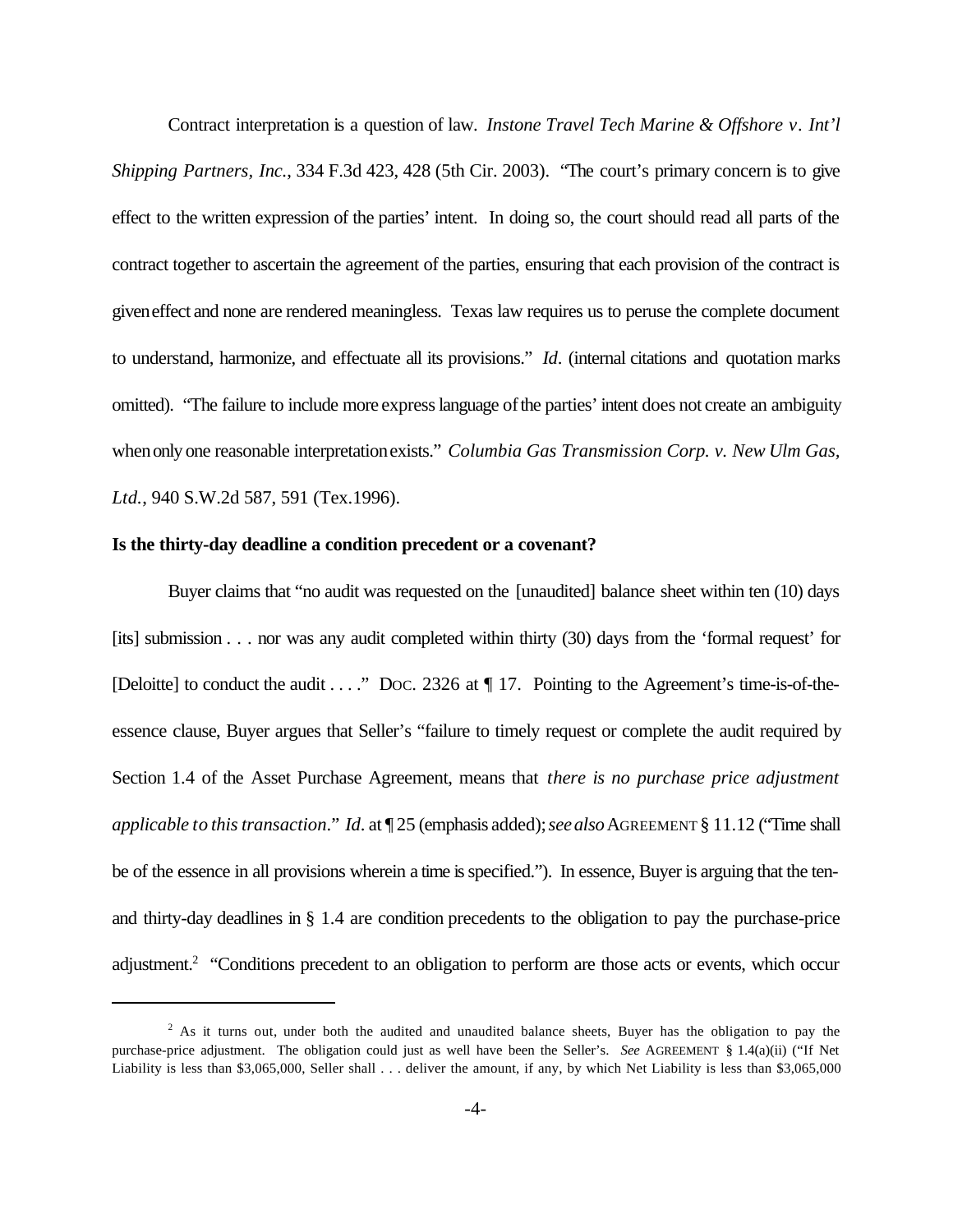Contract interpretation is a question of law. *Instone Travel Tech Marine & Offshore v. Int'l Shipping Partners, Inc.*, 334 F.3d 423, 428 (5th Cir. 2003). "The court's primary concern is to give effect to the written expression of the parties' intent. In doing so, the court should read all parts of the contract together to ascertain the agreement of the parties, ensuring that each provision of the contract is given effect and none are rendered meaningless. Texas law requires us to peruse the complete document to understand, harmonize, and effectuate all its provisions." *Id*. (internal citations and quotation marks omitted). "The failure to include more express language of the parties' intent does not create an ambiguity when only one reasonable interpretation exists." *Columbia Gas Transmission Corp. v. New Ulm Gas, Ltd.*, 940 S.W.2d 587, 591 (Tex.1996).

**Is the thirty-day deadline a condition precedent or a covenant?**

Buyer claims that "no audit was requested on the [unaudited] balance sheet within ten (10) days [its] submission . . . nor was any audit completed within thirty (30) days from the 'formal request' for [Deloitte] to conduct the audit . . . ." DOC. 2326 at ¶ 17. Pointing to the Agreement's time-is-of-the-essence clause, Buyer argues that Seller's "failure to timely request or complete the audit required by Section 1.4 of the Asset Purchase Agreement, means that *there is no purchase price adjustment applicable to this transaction*." *Id*. at ¶ 25 (emphasis added); *see also* AGREEMENT § 11.12 ("Time shall be of the essence in all provisions wherein a time is specified."). In essence, Buyer is arguing that the ten- and thirty-day deadlines in § 1.4 are condition precedents to the obligation to pay the purchase-price adjustment.[2] "Conditions precedent to an obligation to perform are those acts or events, which occur

[2] As it turns out, under both the audited and unaudited balance sheets, Buyer has the obligation to pay the purchase-price adjustment. The obligation could just as well have been the Seller's. *See* AGREEMENT § 1.4(a)(ii) ("If Net Liability is less than $3,065,000, Seller shall . . . deliver the amount, if any, by which Net Liability is less than $3,065,000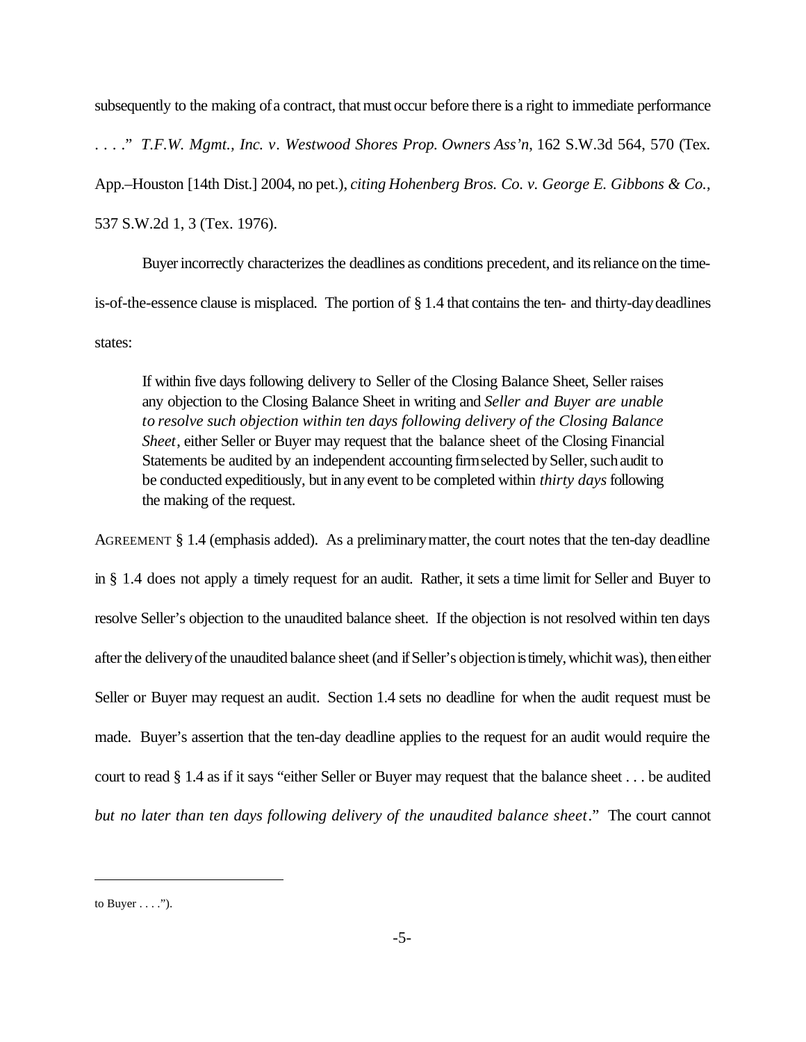subsequently to the making of a contract, that must occur before there is a right to immediate performance . . . ." *T.F.W. Mgmt., Inc. v. Westwood Shores Prop. Owners Ass'n*, 162 S.W.3d 564, 570 (Tex. App.–Houston [14th Dist.] 2004, no pet.), *citing Hohenberg Bros. Co. v. George E. Gibbons & Co.*, 537 S.W.2d 1, 3 (Tex. 1976).

Buyer incorrectly characterizes the deadlines as conditions precedent, and its reliance on the time-is-of-the-essence clause is misplaced. The portion of § 1.4 that contains the ten- and thirty-day deadlines states:

> If within five days following delivery to Seller of the Closing Balance Sheet, Seller raises any objection to the Closing Balance Sheet in writing and *Seller and Buyer are unable to resolve such objection within ten days following delivery of the Closing Balance Sheet*, either Seller or Buyer may request that the balance sheet of the Closing Financial Statements be audited by an independent accounting firm selected by Seller, such audit to be conducted expeditiously, but in any event to be completed within *thirty days* following the making of the request.

AGREEMENT § 1.4 (emphasis added). As a preliminary matter, the court notes that the ten-day deadline in § 1.4 does not apply a timely request for an audit. Rather, it sets a time limit for Seller and Buyer to resolve Seller's objection to the unaudited balance sheet. If the objection is not resolved within ten days after the delivery of the unaudited balance sheet (and if Seller's objection is timely, which it was), then either Seller or Buyer may request an audit. Section 1.4 sets no deadline for when the audit request must be made. Buyer's assertion that the ten-day deadline applies to the request for an audit would require the court to read § 1.4 as if it says "either Seller or Buyer may request that the balance sheet . . . be audited *but no later than ten days following delivery of the unaudited balance sheet*." The court cannot

---

to Buyer . . . .").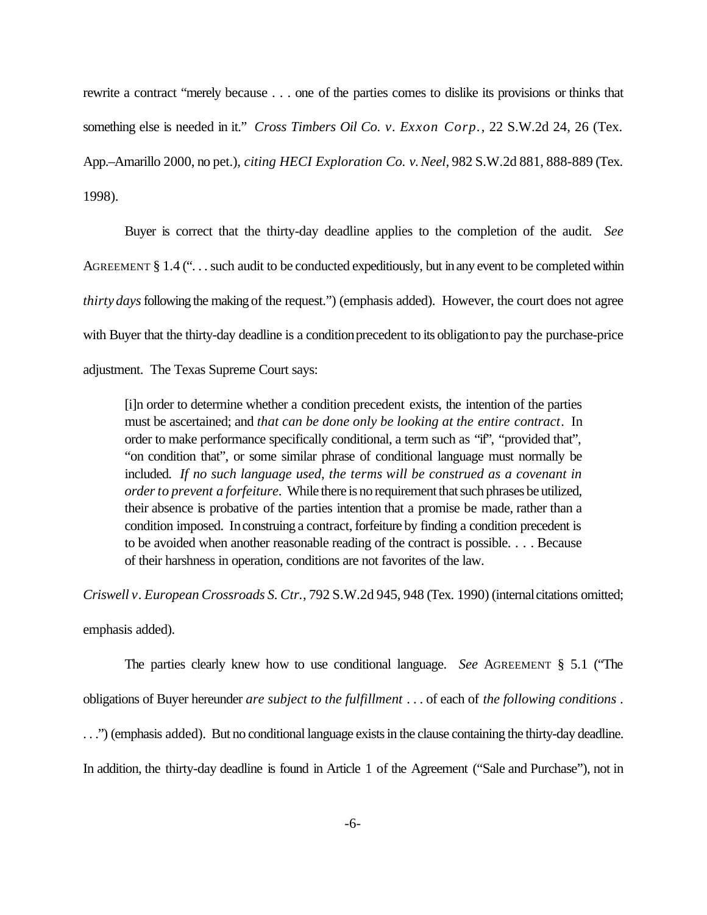rewrite a contract "merely because . . . one of the parties comes to dislike its provisions or thinks that something else is needed in it." *Cross Timbers Oil Co. v. Exxon Corp.*, 22 S.W.2d 24, 26 (Tex. App.–Amarillo 2000, no pet.), *citing HECI Exploration Co. v. Neel*, 982 S.W.2d 881, 888-889 (Tex. 1998).

Buyer is correct that the thirty-day deadline applies to the completion of the audit. *See* AGREEMENT § 1.4 (". . . such audit to be conducted expeditiously, but in any event to be completed within *thirty days* following the making of the request.") (emphasis added). However, the court does not agree with Buyer that the thirty-day deadline is a condition precedent to its obligation to pay the purchase-price adjustment. The Texas Supreme Court says:

> [i]n order to determine whether a condition precedent exists, the intention of the parties must be ascertained; and *that can be done only be looking at the entire contract*. In order to make performance specifically conditional, a term such as "if", "provided that", "on condition that", or some similar phrase of conditional language must normally be included. *If no such language used, the terms will be construed as a covenant in order to prevent a forfeiture.* While there is no requirement that such phrases be utilized, their absence is probative of the parties intention that a promise be made, rather than a condition imposed. In construing a contract, forfeiture by finding a condition precedent is to be avoided when another reasonable reading of the contract is possible. . . . Because of their harshness in operation, conditions are not favorites of the law.

*Criswell v. European Crossroads S. Ctr.*, 792 S.W.2d 945, 948 (Tex. 1990) (internal citations omitted; emphasis added).

The parties clearly knew how to use conditional language. *See* AGREEMENT § 5.1 ("The obligations of Buyer hereunder *are subject to the fulfillment* . . . of each of *the following conditions* . . . .") (emphasis added). But no conditional language exists in the clause containing the thirty-day deadline. In addition, the thirty-day deadline is found in Article 1 of the Agreement ("Sale and Purchase"), not in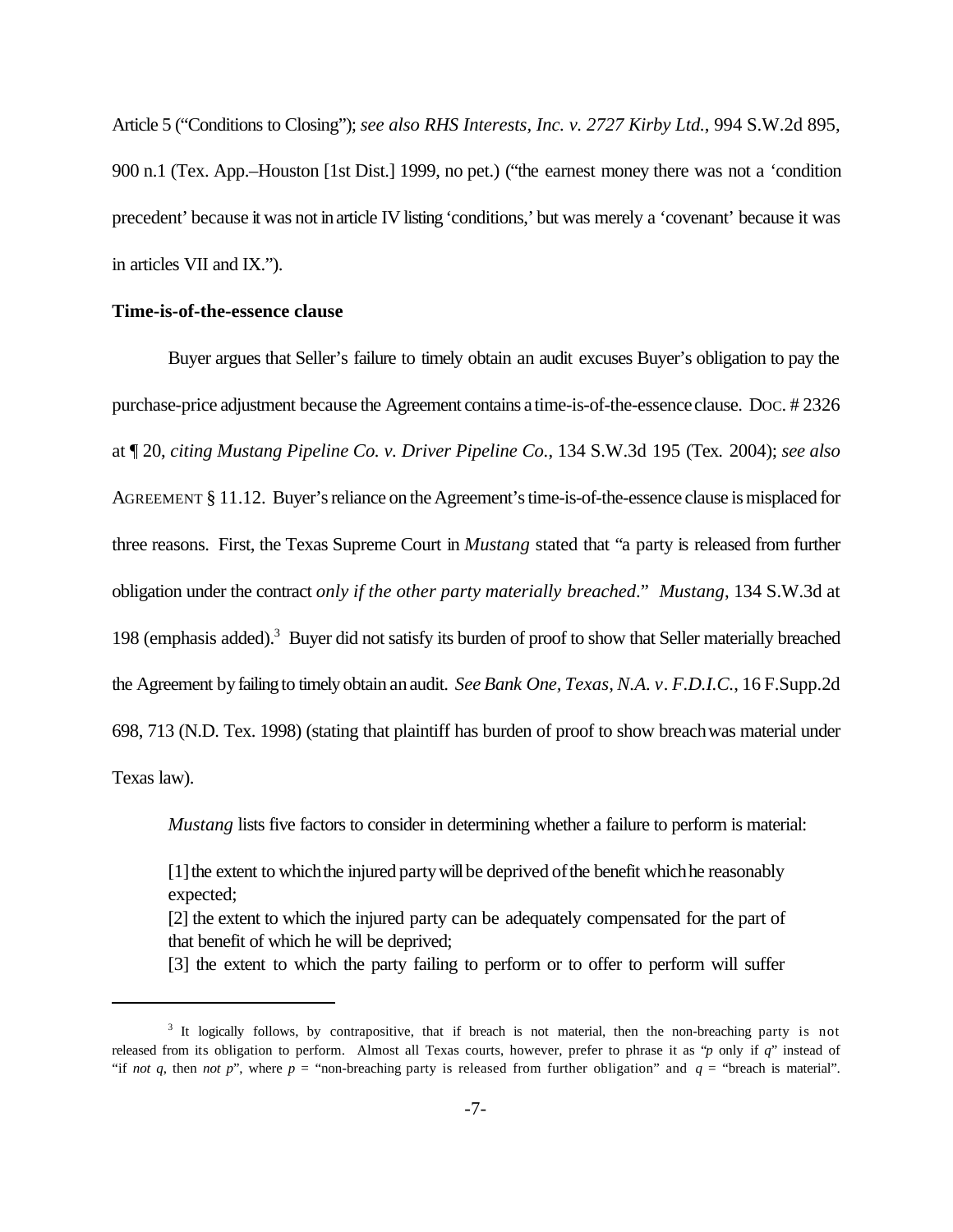Article 5 ("Conditions to Closing"); *see also RHS Interests, Inc. v. 2727 Kirby Ltd.*, 994 S.W.2d 895, 900 n.1 (Tex. App.–Houston [1st Dist.] 1999, no pet.) ("the earnest money there was not a 'condition precedent' because it was not in article IV listing 'conditions,' but was merely a 'covenant' because it was in articles VII and IX.").

**Time-is-of-the-essence clause**

Buyer argues that Seller's failure to timely obtain an audit excuses Buyer's obligation to pay the purchase-price adjustment because the Agreement contains a time-is-of-the-essence clause. DOC. # 2326 at ¶ 20, *citing Mustang Pipeline Co. v. Driver Pipeline Co.*, 134 S.W.3d 195 (Tex. 2004); *see also* AGREEMENT § 11.12. Buyer's reliance on the Agreement's time-is-of-the-essence clause is misplaced for three reasons. First, the Texas Supreme Court in *Mustang* stated that "a party is released from further obligation under the contract *only if the other party materially breached*." *Mustang*, 134 S.W.3d at 198 (emphasis added).[3] Buyer did not satisfy its burden of proof to show that Seller materially breached the Agreement by failing to timely obtain an audit. *See Bank One, Texas, N.A. v. F.D.I.C.*, 16 F.Supp.2d 698, 713 (N.D. Tex. 1998) (stating that plaintiff has burden of proof to show breach was material under Texas law).

*Mustang* lists five factors to consider in determining whether a failure to perform is material:

> [1] the extent to which the injured party will be deprived of the benefit which he reasonably expected;
> [2] the extent to which the injured party can be adequately compensated for the part of that benefit of which he will be deprived;
> [3] the extent to which the party failing to perform or to offer to perform will suffer

---

[3] It logically follows, by contrapositive, that if breach is not material, then the non-breaching party is not released from its obligation to perform. Almost all Texas courts, however, prefer to phrase it as "*p* only if *q*" instead of "if *not q*, then *not p*", where *p* = "non-breaching party is released from further obligation" and *q* = "breach is material".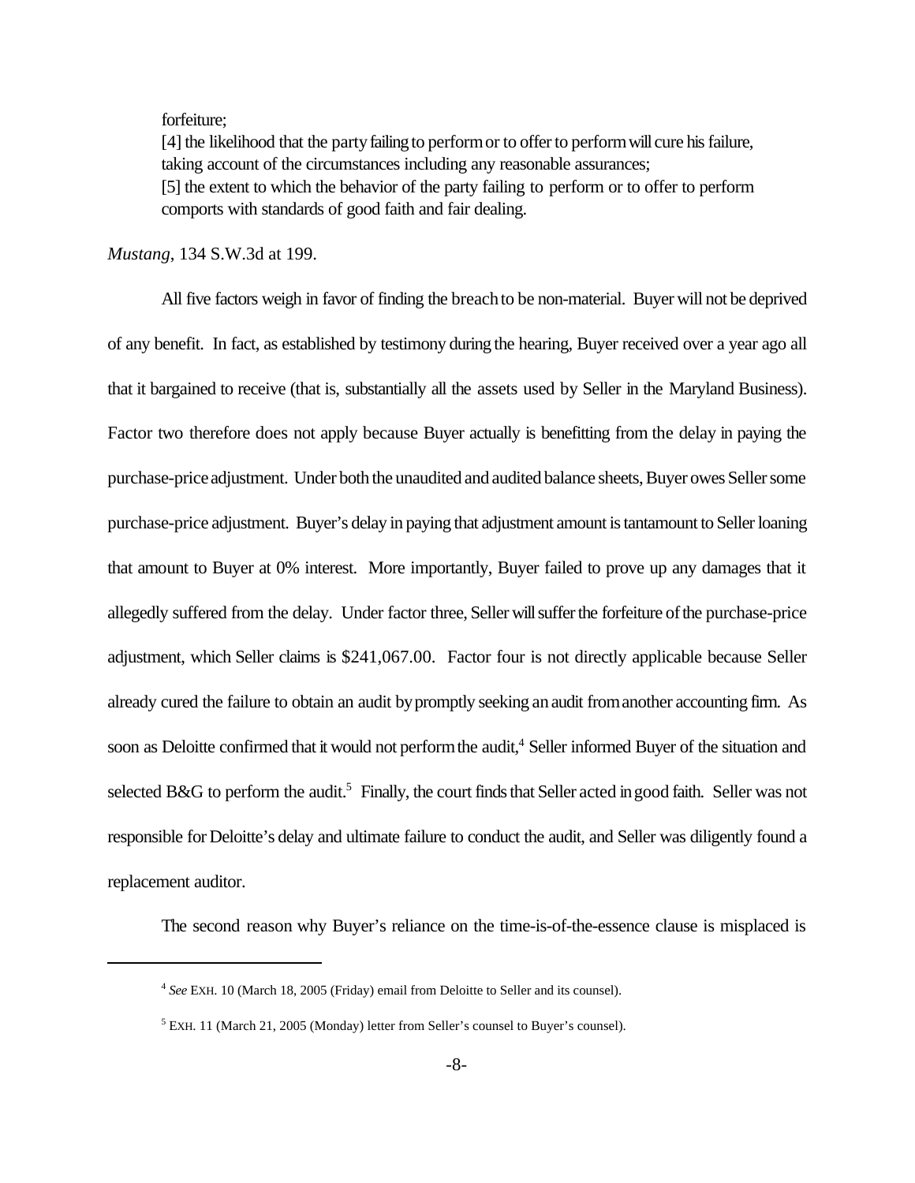forfeiture;
[4] the likelihood that the party failing to perform or to offer to perform will cure his failure, taking account of the circumstances including any reasonable assurances;
[5] the extent to which the behavior of the party failing to perform or to offer to perform comports with standards of good faith and fair dealing.

*Mustang*, 134 S.W.3d at 199.

All five factors weigh in favor of finding the breach to be non-material. Buyer will not be deprived of any benefit. In fact, as established by testimony during the hearing, Buyer received over a year ago all that it bargained to receive (that is, substantially all the assets used by Seller in the Maryland Business). Factor two therefore does not apply because Buyer actually is benefitting from the delay in paying the purchase-price adjustment. Under both the unaudited and audited balance sheets, Buyer owes Seller some purchase-price adjustment. Buyer's delay in paying that adjustment amount is tantamount to Seller loaning that amount to Buyer at 0% interest. More importantly, Buyer failed to prove up any damages that it allegedly suffered from the delay. Under factor three, Seller will suffer the forfeiture of the purchase-price adjustment, which Seller claims is $241,067.00. Factor four is not directly applicable because Seller already cured the failure to obtain an audit by promptly seeking an audit from another accounting firm. As soon as Deloitte confirmed that it would not perform the audit,[4] Seller informed Buyer of the situation and selected B&G to perform the audit.[5] Finally, the court finds that Seller acted in good faith. Seller was not responsible for Deloitte's delay and ultimate failure to conduct the audit, and Seller was diligently found a replacement auditor.

The second reason why Buyer's reliance on the time-is-of-the-essence clause is misplaced is

[4] *See* EXH. 10 (March 18, 2005 (Friday) email from Deloitte to Seller and its counsel).

[5] EXH. 11 (March 21, 2005 (Monday) letter from Seller's counsel to Buyer's counsel).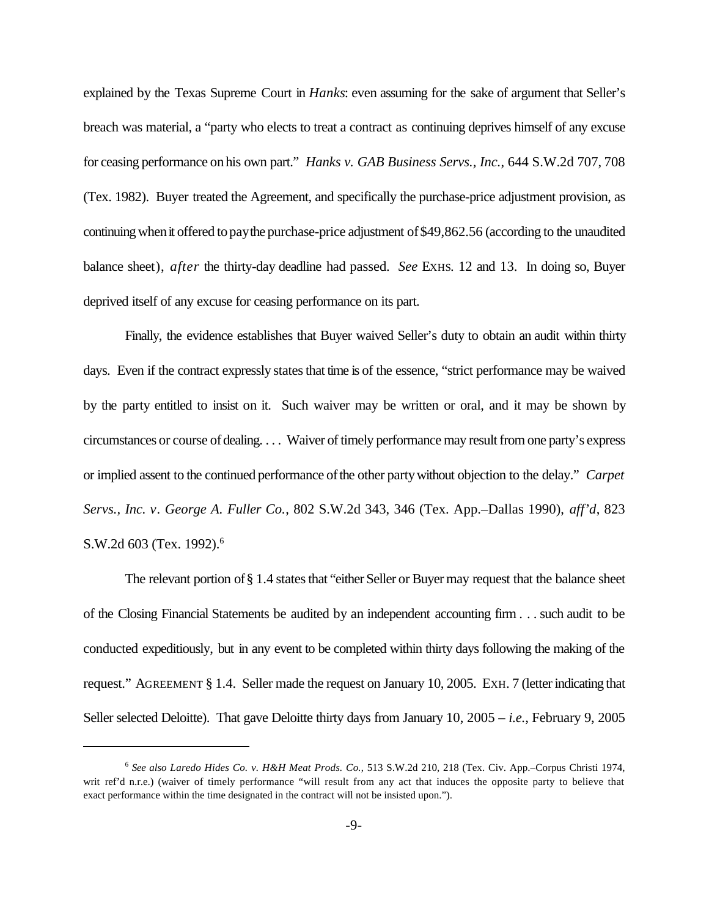explained by the Texas Supreme Court in *Hanks*: even assuming for the sake of argument that Seller's breach was material, a "party who elects to treat a contract as continuing deprives himself of any excuse for ceasing performance on his own part." *Hanks v. GAB Business Servs., Inc.*, 644 S.W.2d 707, 708 (Tex. 1982). Buyer treated the Agreement, and specifically the purchase-price adjustment provision, as continuing when it offered to pay the purchase-price adjustment of $49,862.56 (according to the unaudited balance sheet), *after* the thirty-day deadline had passed. *See* EXHS. 12 and 13. In doing so, Buyer deprived itself of any excuse for ceasing performance on its part.

Finally, the evidence establishes that Buyer waived Seller's duty to obtain an audit within thirty days. Even if the contract expressly states that time is of the essence, "strict performance may be waived by the party entitled to insist on it. Such waiver may be written or oral, and it may be shown by circumstances or course of dealing. . . . Waiver of timely performance may result from one party's express or implied assent to the continued performance of the other party without objection to the delay." *Carpet Servs., Inc. v. George A. Fuller Co.*, 802 S.W.2d 343, 346 (Tex. App.–Dallas 1990), *aff'd*, 823 S.W.2d 603 (Tex. 1992).[6]

The relevant portion of § 1.4 states that "either Seller or Buyer may request that the balance sheet of the Closing Financial Statements be audited by an independent accounting firm . . . such audit to be conducted expeditiously, but in any event to be completed within thirty days following the making of the request." AGREEMENT § 1.4. Seller made the request on January 10, 2005. EXH. 7 (letter indicating that Seller selected Deloitte). That gave Deloitte thirty days from January 10, 2005 – *i.e.*, February 9, 2005

---

[6] *See also Laredo Hides Co. v. H&H Meat Prods. Co.*, 513 S.W.2d 210, 218 (Tex. Civ. App.–Corpus Christi 1974, writ ref'd n.r.e.) (waiver of timely performance "will result from any act that induces the opposite party to believe that exact performance within the time designated in the contract will not be insisted upon.").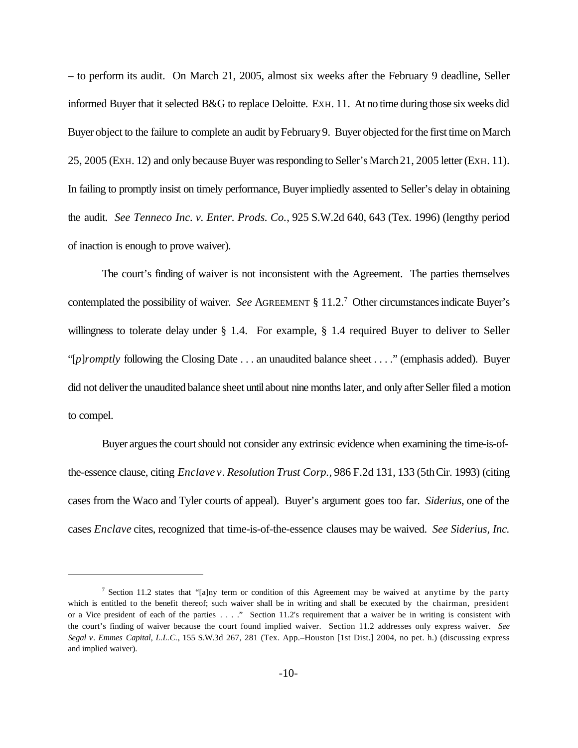– to perform its audit. On March 21, 2005, almost six weeks after the February 9 deadline, Seller informed Buyer that it selected B&G to replace Deloitte. EXH. 11. At no time during those six weeks did Buyer object to the failure to complete an audit by February 9. Buyer objected for the first time on March 25, 2005 (EXH. 12) and only because Buyer was responding to Seller's March 21, 2005 letter (EXH. 11). In failing to promptly insist on timely performance, Buyer impliedly assented to Seller's delay in obtaining the audit. *See Tenneco Inc. v. Enter. Prods. Co.*, 925 S.W.2d 640, 643 (Tex. 1996) (lengthy period of inaction is enough to prove waiver).

The court's finding of waiver is not inconsistent with the Agreement. The parties themselves contemplated the possibility of waiver. *See* AGREEMENT § 11.2.[7] Other circumstances indicate Buyer's willingness to tolerate delay under § 1.4. For example, § 1.4 required Buyer to deliver to Seller "[*p*]*romptly* following the Closing Date . . . an unaudited balance sheet . . . ." (emphasis added). Buyer did not deliver the unaudited balance sheet until about nine months later, and only after Seller filed a motion to compel.

Buyer argues the court should not consider any extrinsic evidence when examining the time-is-of-the-essence clause, citing *Enclave v. Resolution Trust Corp.*, 986 F.2d 131, 133 (5th Cir. 1993) (citing cases from the Waco and Tyler courts of appeal). Buyer's argument goes too far. *Siderius*, one of the cases *Enclave* cites, recognized that time-is-of-the-essence clauses may be waived. *See Siderius, Inc.*

---

[7] Section 11.2 states that "[a]ny term or condition of this Agreement may be waived at anytime by the party which is entitled to the benefit thereof; such waiver shall be in writing and shall be executed by the chairman, president or a Vice president of each of the parties . . . ." Section 11.2's requirement that a waiver be in writing is consistent with the court's finding of waiver because the court found implied waiver. Section 11.2 addresses only express waiver. *See Segal v. Emmes Capital, L.L.C.*, 155 S.W.3d 267, 281 (Tex. App.–Houston [1st Dist.] 2004, no pet. h.) (discussing express and implied waiver).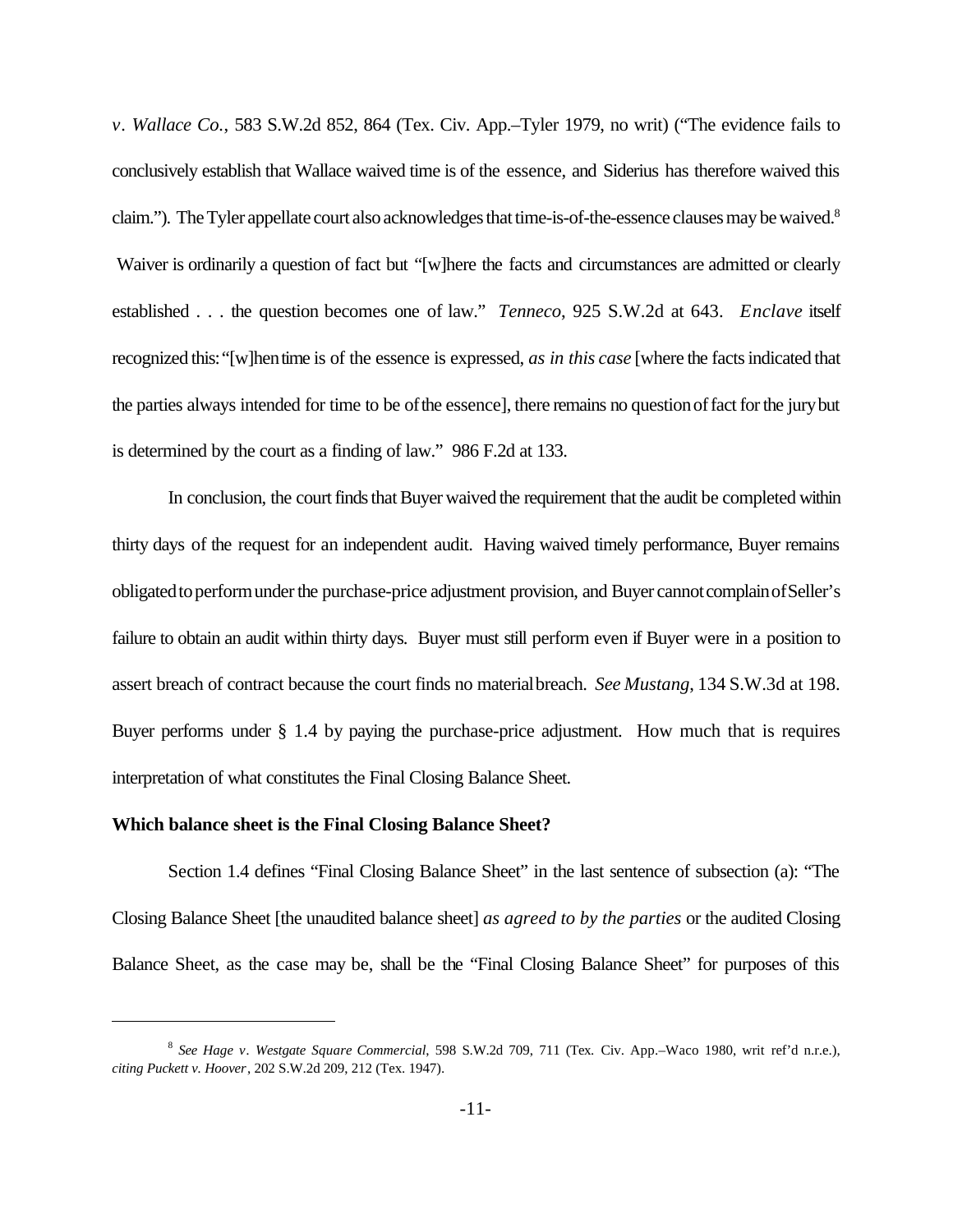*v. Wallace Co.*, 583 S.W.2d 852, 864 (Tex. Civ. App.–Tyler 1979, no writ) ("The evidence fails to conclusively establish that Wallace waived time is of the essence, and Siderius has therefore waived this claim."). The Tyler appellate court also acknowledges that time-is-of-the-essence clauses may be waived.[8] Waiver is ordinarily a question of fact but "[w]here the facts and circumstances are admitted or clearly established . . . the question becomes one of law." *Tenneco*, 925 S.W.2d at 643. *Enclave* itself recognized this: "[w]hen time is of the essence is expressed, *as in this case* [where the facts indicated that the parties always intended for time to be of the essence], there remains no question of fact for the jury but is determined by the court as a finding of law." 986 F.2d at 133.

In conclusion, the court finds that Buyer waived the requirement that the audit be completed within thirty days of the request for an independent audit. Having waived timely performance, Buyer remains obligated to perform under the purchase-price adjustment provision, and Buyer cannot complain of Seller's failure to obtain an audit within thirty days. Buyer must still perform even if Buyer were in a position to assert breach of contract because the court finds no material breach. *See Mustang*, 134 S.W.3d at 198. Buyer performs under § 1.4 by paying the purchase-price adjustment. How much that is requires interpretation of what constitutes the Final Closing Balance Sheet.

**Which balance sheet is the Final Closing Balance Sheet?**

Section 1.4 defines "Final Closing Balance Sheet" in the last sentence of subsection (a): "The Closing Balance Sheet [the unaudited balance sheet] *as agreed to by the parties* or the audited Closing Balance Sheet, as the case may be, shall be the "Final Closing Balance Sheet" for purposes of this

---

[8] *See Hage v. Westgate Square Commercial*, 598 S.W.2d 709, 711 (Tex. Civ. App.–Waco 1980, writ ref'd n.r.e.), *citing Puckett v. Hoover*, 202 S.W.2d 209, 212 (Tex. 1947).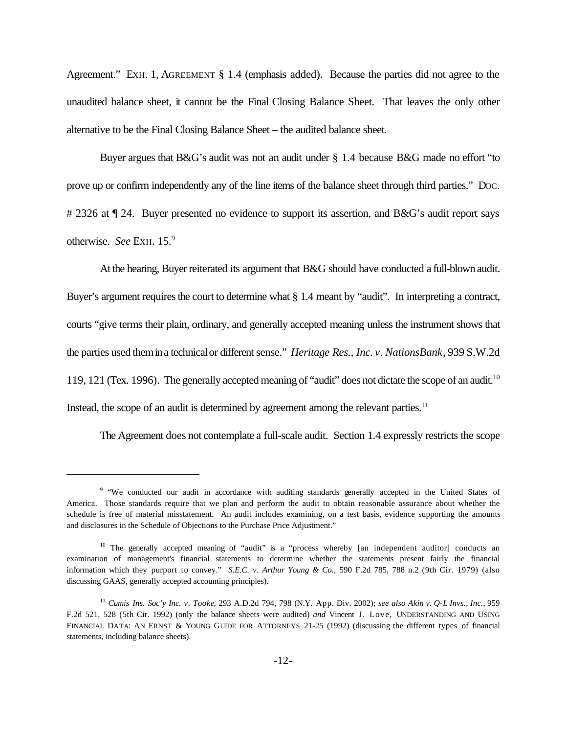Agreement." EXH. 1, AGREEMENT § 1.4 (emphasis added). Because the parties did not agree to the unaudited balance sheet, it cannot be the Final Closing Balance Sheet. That leaves the only other alternative to be the Final Closing Balance Sheet – the audited balance sheet.

Buyer argues that B&G's audit was not an audit under § 1.4 because B&G made no effort "to prove up or confirm independently any of the line items of the balance sheet through third parties." DOC. # 2326 at ¶ 24. Buyer presented no evidence to support its assertion, and B&G's audit report says otherwise. *See* EXH. 15.[9]

At the hearing, Buyer reiterated its argument that B&G should have conducted a full-blown audit. Buyer's argument requires the court to determine what § 1.4 meant by "audit". In interpreting a contract, courts "give terms their plain, ordinary, and generally accepted meaning unless the instrument shows that the parties used them in a technical or different sense." *Heritage Res., Inc. v. NationsBank*, 939 S.W.2d 119, 121 (Tex. 1996). The generally accepted meaning of "audit" does not dictate the scope of an audit.[10] Instead, the scope of an audit is determined by agreement among the relevant parties.[11]

The Agreement does not contemplate a full-scale audit. Section 1.4 expressly restricts the scope

---

[9] "We conducted our audit in accordance with auditing standards generally accepted in the United States of America. Those standards require that we plan and perform the audit to obtain reasonable assurance about whether the schedule is free of material misstatement. An audit includes examining, on a test basis, evidence supporting the amounts and disclosures in the Schedule of Objections to the Purchase Price Adjustment."

[10] The generally accepted meaning of "audit" is a "process whereby [an independent auditor] conducts an examination of management's financial statements to determine whether the statements present fairly the financial information which they purport to convey." *S.E.C. v. Arthur Young & Co.*, 590 F.2d 785, 788 n.2 (9th Cir. 1979) (also discussing GAAS, generally accepted accounting principles).

[11] *Cumis Ins. Soc'y Inc. v. Tooke*, 293 A.D.2d 794, 798 (N.Y. App. Div. 2002); *see also Akin v. Q-L Invs., Inc.*, 959 F.2d 521, 528 (5th Cir. 1992) (only the balance sheets were audited) *and* Vincent J. Love, UNDERSTANDING AND USING FINANCIAL DATA: AN ERNST & YOUNG GUIDE FOR ATTORNEYS 21-25 (1992) (discussing the different types of financial statements, including balance sheets).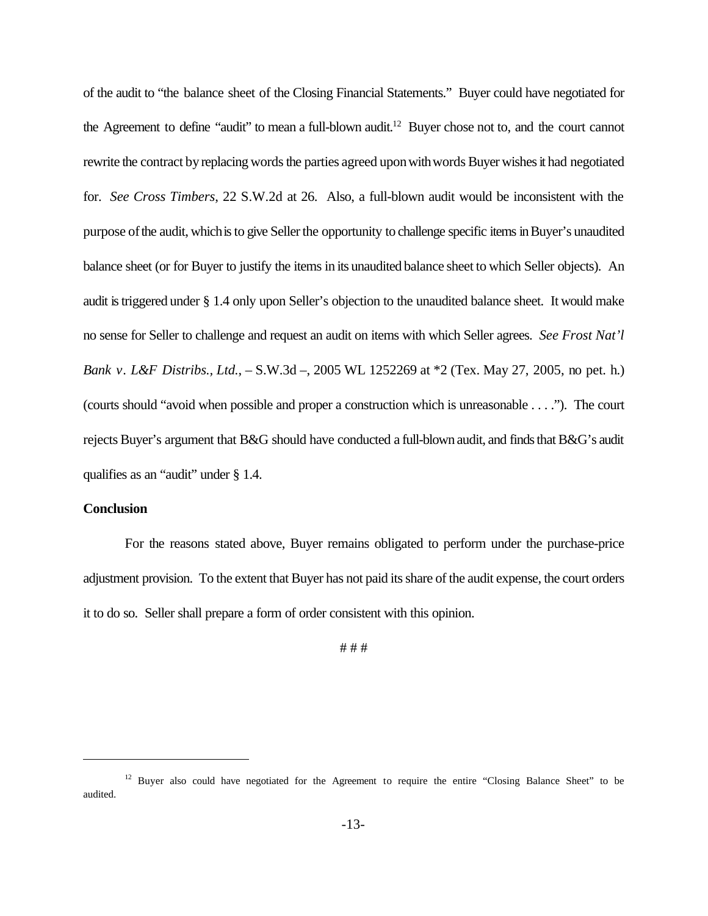of the audit to "the balance sheet of the Closing Financial Statements." Buyer could have negotiated for the Agreement to define "audit" to mean a full-blown audit.[12] Buyer chose not to, and the court cannot rewrite the contract by replacing words the parties agreed upon with words Buyer wishes it had negotiated for. *See Cross Timbers*, 22 S.W.2d at 26. Also, a full-blown audit would be inconsistent with the purpose of the audit, which is to give Seller the opportunity to challenge specific items in Buyer's unaudited balance sheet (or for Buyer to justify the items in its unaudited balance sheet to which Seller objects). An audit is triggered under § 1.4 only upon Seller's objection to the unaudited balance sheet. It would make no sense for Seller to challenge and request an audit on items with which Seller agrees. *See Frost Nat'l Bank v. L&F Distribs., Ltd.*, – S.W.3d –, 2005 WL 1252269 at *2 (Tex. May 27, 2005, no pet. h.) (courts should "avoid when possible and proper a construction which is unreasonable . . . ."). The court rejects Buyer's argument that B&G should have conducted a full-blown audit, and finds that B&G's audit qualifies as an "audit" under § 1.4.

**Conclusion**

For the reasons stated above, Buyer remains obligated to perform under the purchase-price adjustment provision. To the extent that Buyer has not paid its share of the audit expense, the court orders it to do so. Seller shall prepare a form of order consistent with this opinion.

# # #

[12] Buyer also could have negotiated for the Agreement to require the entire "Closing Balance Sheet" to be audited.